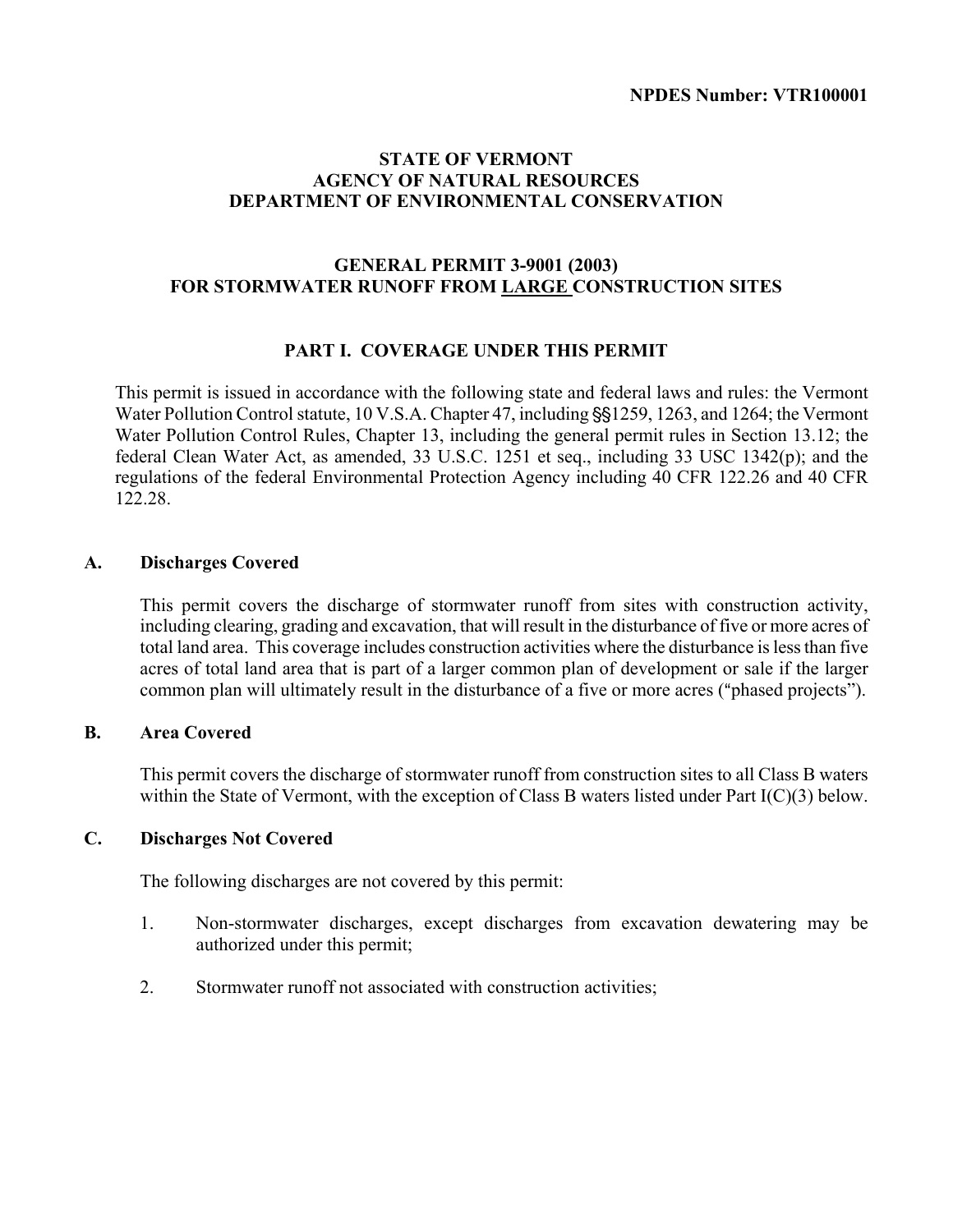**NPDES Number: VTR100001**

**STATE OF VERMONT**
**AGENCY OF NATURAL RESOURCES**
**DEPARTMENT OF ENVIRONMENTAL CONSERVATION**

**GENERAL PERMIT 3-9001 (2003)**
**FOR STORMWATER RUNOFF FROM LARGE CONSTRUCTION SITES**

## PART I. COVERAGE UNDER THIS PERMIT

This permit is issued in accordance with the following state and federal laws and rules: the Vermont Water Pollution Control statute, 10 V.S.A. Chapter 47, including §§1259, 1263, and 1264; the Vermont Water Pollution Control Rules, Chapter 13, including the general permit rules in Section 13.12; the federal Clean Water Act, as amended, 33 U.S.C. 1251 et seq., including 33 USC 1342(p); and the regulations of the federal Environmental Protection Agency including 40 CFR 122.26 and 40 CFR 122.28.

### A. Discharges Covered

This permit covers the discharge of stormwater runoff from sites with construction activity, including clearing, grading and excavation, that will result in the disturbance of five or more acres of total land area. This coverage includes construction activities where the disturbance is less than five acres of total land area that is part of a larger common plan of development or sale if the larger common plan will ultimately result in the disturbance of a five or more acres ("phased projects").

### B. Area Covered

This permit covers the discharge of stormwater runoff from construction sites to all Class B waters within the State of Vermont, with the exception of Class B waters listed under Part I(C)(3) below.

### C. Discharges Not Covered

The following discharges are not covered by this permit:

1. Non-stormwater discharges, except discharges from excavation dewatering may be authorized under this permit;

2. Stormwater runoff not associated with construction activities;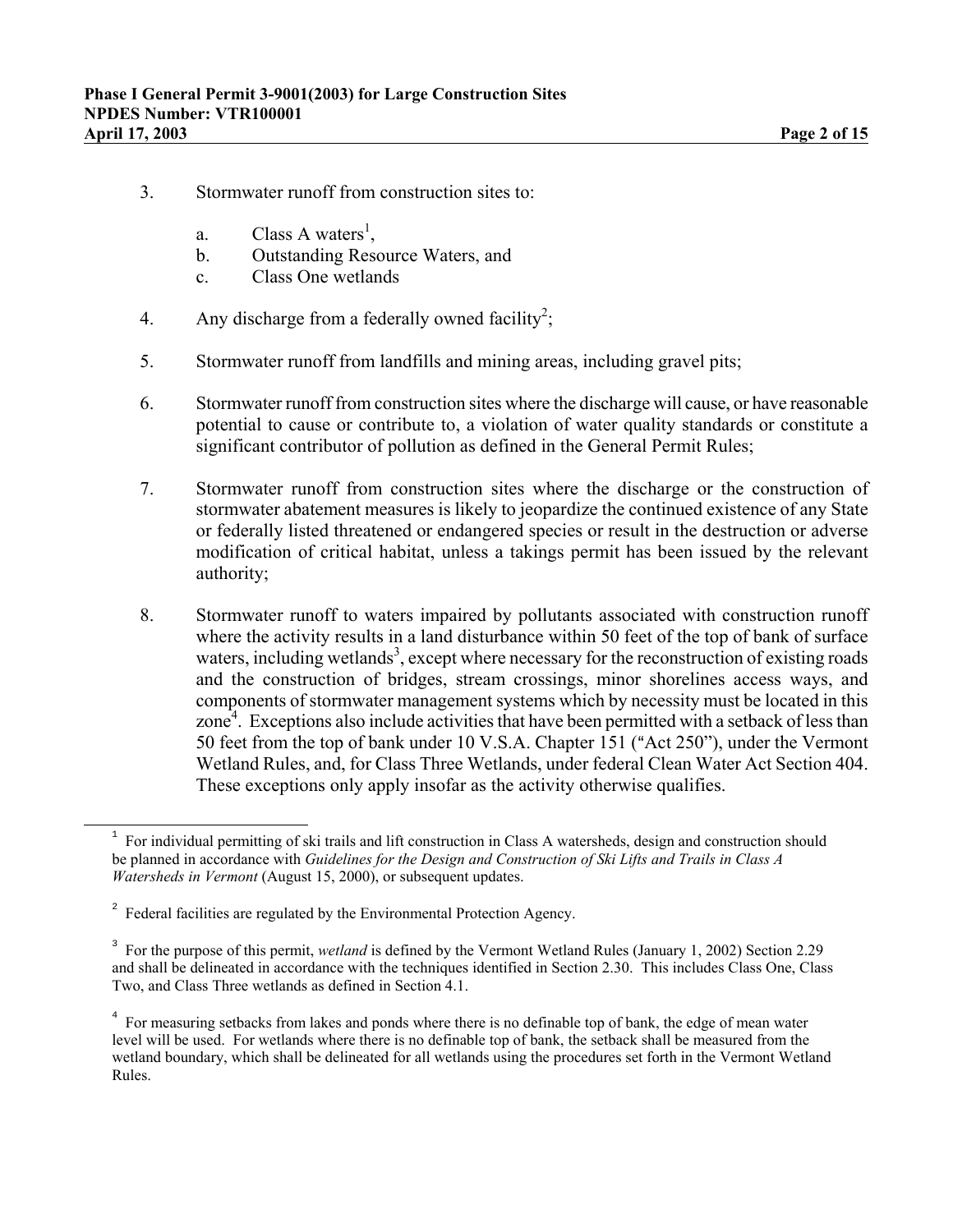3. Stormwater runoff from construction sites to:

   a. Class A waters[1],
   b. Outstanding Resource Waters, and
   c. Class One wetlands

4. Any discharge from a federally owned facility[2];

5. Stormwater runoff from landfills and mining areas, including gravel pits;

6. Stormwater runoff from construction sites where the discharge will cause, or have reasonable potential to cause or contribute to, a violation of water quality standards or constitute a significant contributor of pollution as defined in the General Permit Rules;

7. Stormwater runoff from construction sites where the discharge or the construction of stormwater abatement measures is likely to jeopardize the continued existence of any State or federally listed threatened or endangered species or result in the destruction or adverse modification of critical habitat, unless a takings permit has been issued by the relevant authority;

8. Stormwater runoff to waters impaired by pollutants associated with construction runoff where the activity results in a land disturbance within 50 feet of the top of bank of surface waters, including wetlands[3], except where necessary for the reconstruction of existing roads and the construction of bridges, stream crossings, minor shorelines access ways, and components of stormwater management systems which by necessity must be located in this zone[4]. Exceptions also include activities that have been permitted with a setback of less than 50 feet from the top of bank under 10 V.S.A. Chapter 151 ("Act 250"), under the Vermont Wetland Rules, and, for Class Three Wetlands, under federal Clean Water Act Section 404. These exceptions only apply insofar as the activity otherwise qualifies.

---

[1] For individual permitting of ski trails and lift construction in Class A watersheds, design and construction should be planned in accordance with *Guidelines for the Design and Construction of Ski Lifts and Trails in Class A Watersheds in Vermont* (August 15, 2000), or subsequent updates.

[2] Federal facilities are regulated by the Environmental Protection Agency.

[3] For the purpose of this permit, *wetland* is defined by the Vermont Wetland Rules (January 1, 2002) Section 2.29 and shall be delineated in accordance with the techniques identified in Section 2.30. This includes Class One, Class Two, and Class Three wetlands as defined in Section 4.1.

[4] For measuring setbacks from lakes and ponds where there is no definable top of bank, the edge of mean water level will be used. For wetlands where there is no definable top of bank, the setback shall be measured from the wetland boundary, which shall be delineated for all wetlands using the procedures set forth in the Vermont Wetland Rules.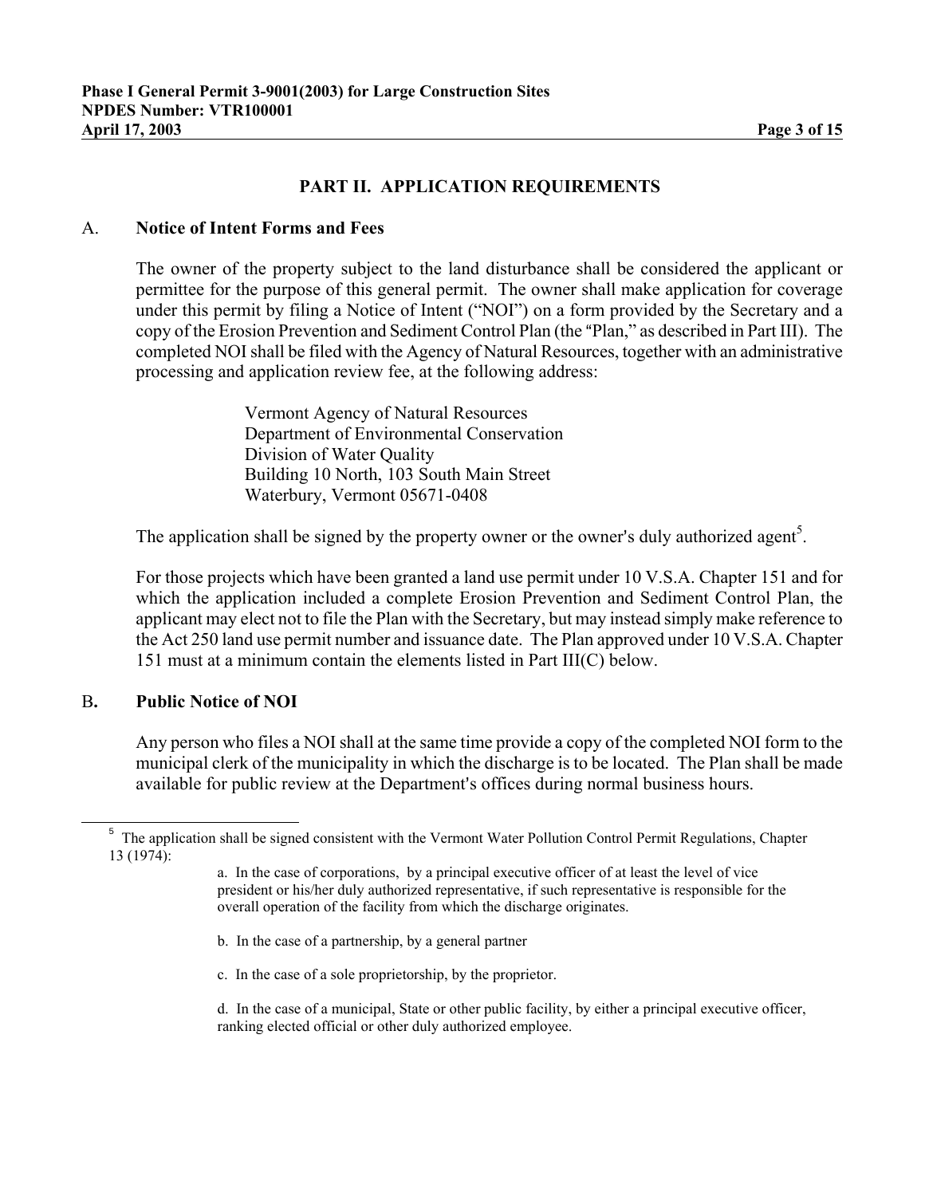## PART II. APPLICATION REQUIREMENTS

### A. Notice of Intent Forms and Fees

The owner of the property subject to the land disturbance shall be considered the applicant or permittee for the purpose of this general permit. The owner shall make application for coverage under this permit by filing a Notice of Intent ("NOI") on a form provided by the Secretary and a copy of the Erosion Prevention and Sediment Control Plan (the "Plan," as described in Part III). The completed NOI shall be filed with the Agency of Natural Resources, together with an administrative processing and application review fee, at the following address:

Vermont Agency of Natural Resources
Department of Environmental Conservation
Division of Water Quality
Building 10 North, 103 South Main Street
Waterbury, Vermont 05671-0408

The application shall be signed by the property owner or the owner's duly authorized agent[5].

For those projects which have been granted a land use permit under 10 V.S.A. Chapter 151 and for which the application included a complete Erosion Prevention and Sediment Control Plan, the applicant may elect not to file the Plan with the Secretary, but may instead simply make reference to the Act 250 land use permit number and issuance date. The Plan approved under 10 V.S.A. Chapter 151 must at a minimum contain the elements listed in Part III(C) below.

### B. Public Notice of NOI

Any person who files a NOI shall at the same time provide a copy of the completed NOI form to the municipal clerk of the municipality in which the discharge is to be located. The Plan shall be made available for public review at the Department's offices during normal business hours.

---

[5] The application shall be signed consistent with the Vermont Water Pollution Control Permit Regulations, Chapter 13 (1974):

a. In the case of corporations, by a principal executive officer of at least the level of vice president or his/her duly authorized representative, if such representative is responsible for the overall operation of the facility from which the discharge originates.

b. In the case of a partnership, by a general partner

c. In the case of a sole proprietorship, by the proprietor.

d. In the case of a municipal, State or other public facility, by either a principal executive officer, ranking elected official or other duly authorized employee.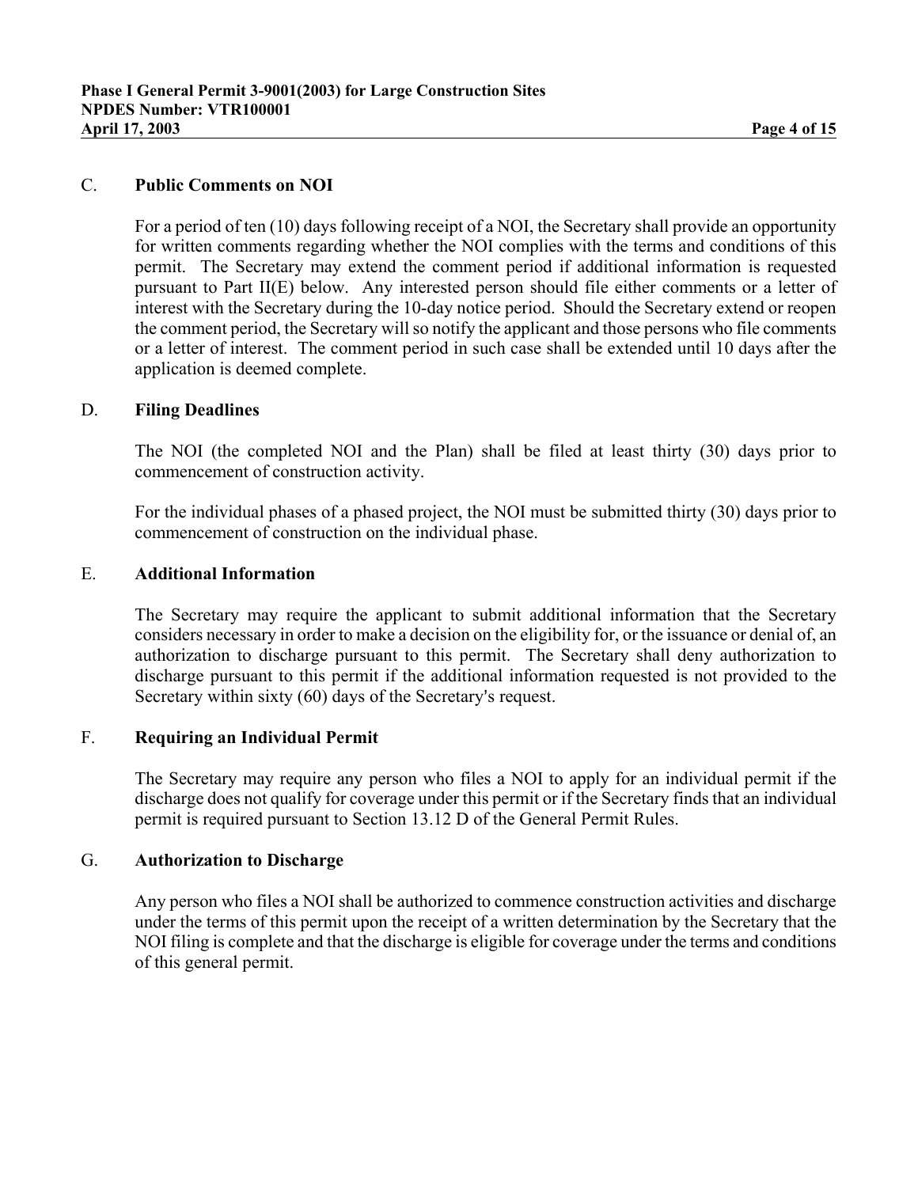### C. **Public Comments on NOI**

For a period of ten (10) days following receipt of a NOI, the Secretary shall provide an opportunity for written comments regarding whether the NOI complies with the terms and conditions of this permit. The Secretary may extend the comment period if additional information is requested pursuant to Part II(E) below. Any interested person should file either comments or a letter of interest with the Secretary during the 10-day notice period. Should the Secretary extend or reopen the comment period, the Secretary will so notify the applicant and those persons who file comments or a letter of interest. The comment period in such case shall be extended until 10 days after the application is deemed complete.

### D. **Filing Deadlines**

The NOI (the completed NOI and the Plan) shall be filed at least thirty (30) days prior to commencement of construction activity.

For the individual phases of a phased project, the NOI must be submitted thirty (30) days prior to commencement of construction on the individual phase.

### E. **Additional Information**

The Secretary may require the applicant to submit additional information that the Secretary considers necessary in order to make a decision on the eligibility for, or the issuance or denial of, an authorization to discharge pursuant to this permit. The Secretary shall deny authorization to discharge pursuant to this permit if the additional information requested is not provided to the Secretary within sixty (60) days of the Secretary's request.

### F. **Requiring an Individual Permit**

The Secretary may require any person who files a NOI to apply for an individual permit if the discharge does not qualify for coverage under this permit or if the Secretary finds that an individual permit is required pursuant to Section 13.12 D of the General Permit Rules.

### G. **Authorization to Discharge**

Any person who files a NOI shall be authorized to commence construction activities and discharge under the terms of this permit upon the receipt of a written determination by the Secretary that the NOI filing is complete and that the discharge is eligible for coverage under the terms and conditions of this general permit.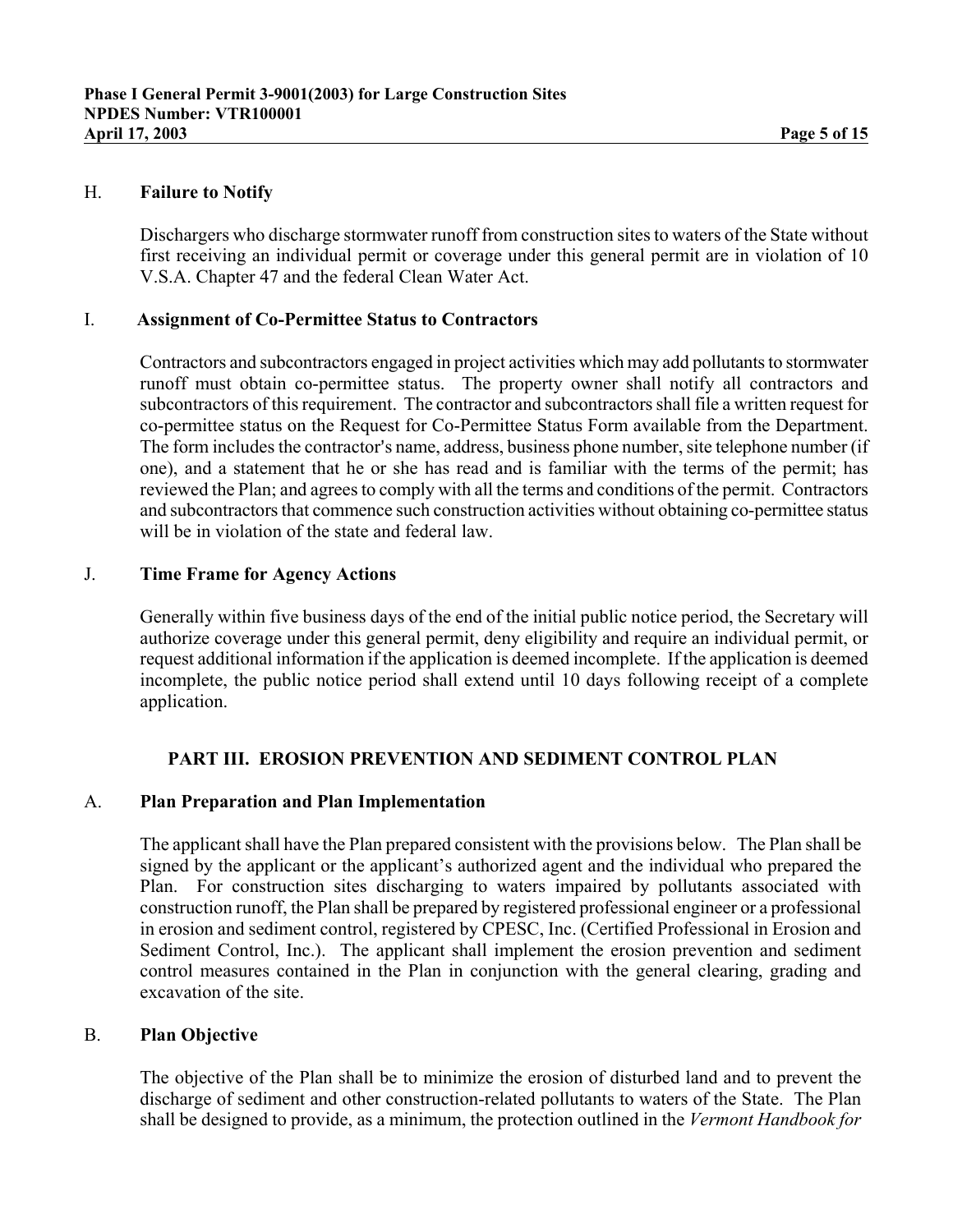### H. **Failure to Notify**

Dischargers who discharge stormwater runoff from construction sites to waters of the State without first receiving an individual permit or coverage under this general permit are in violation of 10 V.S.A. Chapter 47 and the federal Clean Water Act.

### I. **Assignment of Co-Permittee Status to Contractors**

Contractors and subcontractors engaged in project activities which may add pollutants to stormwater runoff must obtain co-permittee status. The property owner shall notify all contractors and subcontractors of this requirement. The contractor and subcontractors shall file a written request for co-permittee status on the Request for Co-Permittee Status Form available from the Department. The form includes the contractor's name, address, business phone number, site telephone number (if one), and a statement that he or she has read and is familiar with the terms of the permit; has reviewed the Plan; and agrees to comply with all the terms and conditions of the permit. Contractors and subcontractors that commence such construction activities without obtaining co-permittee status will be in violation of the state and federal law.

### J. **Time Frame for Agency Actions**

Generally within five business days of the end of the initial public notice period, the Secretary will authorize coverage under this general permit, deny eligibility and require an individual permit, or request additional information if the application is deemed incomplete. If the application is deemed incomplete, the public notice period shall extend until 10 days following receipt of a complete application.

## PART III. EROSION PREVENTION AND SEDIMENT CONTROL PLAN

### A. **Plan Preparation and Plan Implementation**

The applicant shall have the Plan prepared consistent with the provisions below. The Plan shall be signed by the applicant or the applicant's authorized agent and the individual who prepared the Plan. For construction sites discharging to waters impaired by pollutants associated with construction runoff, the Plan shall be prepared by registered professional engineer or a professional in erosion and sediment control, registered by CPESC, Inc. (Certified Professional in Erosion and Sediment Control, Inc.). The applicant shall implement the erosion prevention and sediment control measures contained in the Plan in conjunction with the general clearing, grading and excavation of the site.

### B. **Plan Objective**

The objective of the Plan shall be to minimize the erosion of disturbed land and to prevent the discharge of sediment and other construction-related pollutants to waters of the State. The Plan shall be designed to provide, as a minimum, the protection outlined in the *Vermont Handbook for*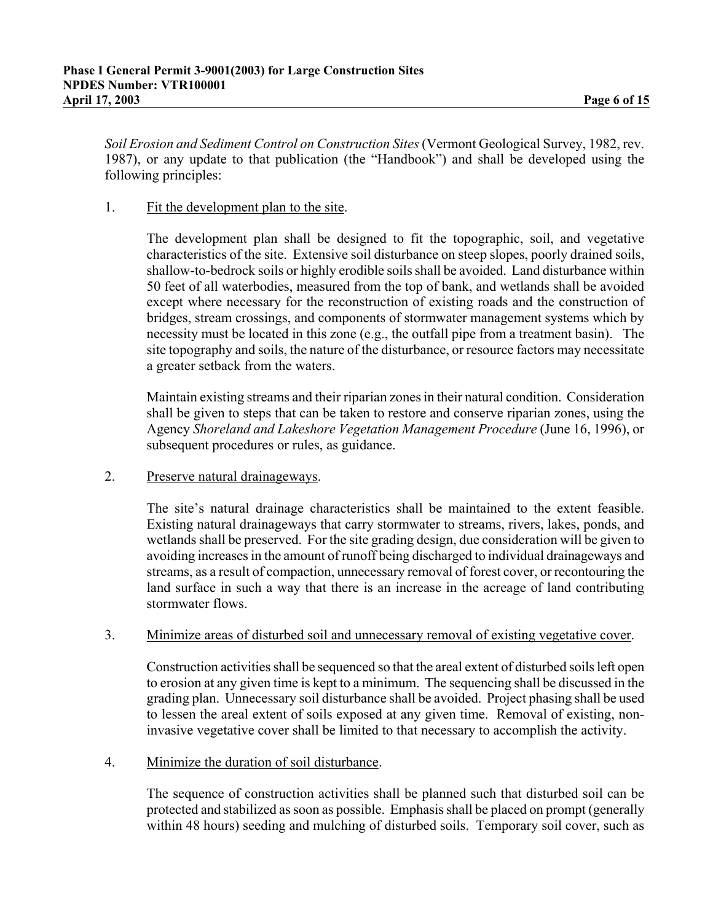*Soil Erosion and Sediment Control on Construction Sites* (Vermont Geological Survey, 1982, rev. 1987), or any update to that publication (the "Handbook") and shall be developed using the following principles:

1. Fit the development plan to the site.

   The development plan shall be designed to fit the topographic, soil, and vegetative characteristics of the site. Extensive soil disturbance on steep slopes, poorly drained soils, shallow-to-bedrock soils or highly erodible soils shall be avoided. Land disturbance within 50 feet of all waterbodies, measured from the top of bank, and wetlands shall be avoided except where necessary for the reconstruction of existing roads and the construction of bridges, stream crossings, and components of stormwater management systems which by necessity must be located in this zone (e.g., the outfall pipe from a treatment basin). The site topography and soils, the nature of the disturbance, or resource factors may necessitate a greater setback from the waters.

   Maintain existing streams and their riparian zones in their natural condition. Consideration shall be given to steps that can be taken to restore and conserve riparian zones, using the Agency *Shoreland and Lakeshore Vegetation Management Procedure* (June 16, 1996), or subsequent procedures or rules, as guidance.

2. Preserve natural drainageways.

   The site's natural drainage characteristics shall be maintained to the extent feasible. Existing natural drainageways that carry stormwater to streams, rivers, lakes, ponds, and wetlands shall be preserved. For the site grading design, due consideration will be given to avoiding increases in the amount of runoff being discharged to individual drainageways and streams, as a result of compaction, unnecessary removal of forest cover, or recontouring the land surface in such a way that there is an increase in the acreage of land contributing stormwater flows.

3. Minimize areas of disturbed soil and unnecessary removal of existing vegetative cover.

   Construction activities shall be sequenced so that the areal extent of disturbed soils left open to erosion at any given time is kept to a minimum. The sequencing shall be discussed in the grading plan. Unnecessary soil disturbance shall be avoided. Project phasing shall be used to lessen the areal extent of soils exposed at any given time. Removal of existing, non-invasive vegetative cover shall be limited to that necessary to accomplish the activity.

4. Minimize the duration of soil disturbance.

   The sequence of construction activities shall be planned such that disturbed soil can be protected and stabilized as soon as possible. Emphasis shall be placed on prompt (generally within 48 hours) seeding and mulching of disturbed soils. Temporary soil cover, such as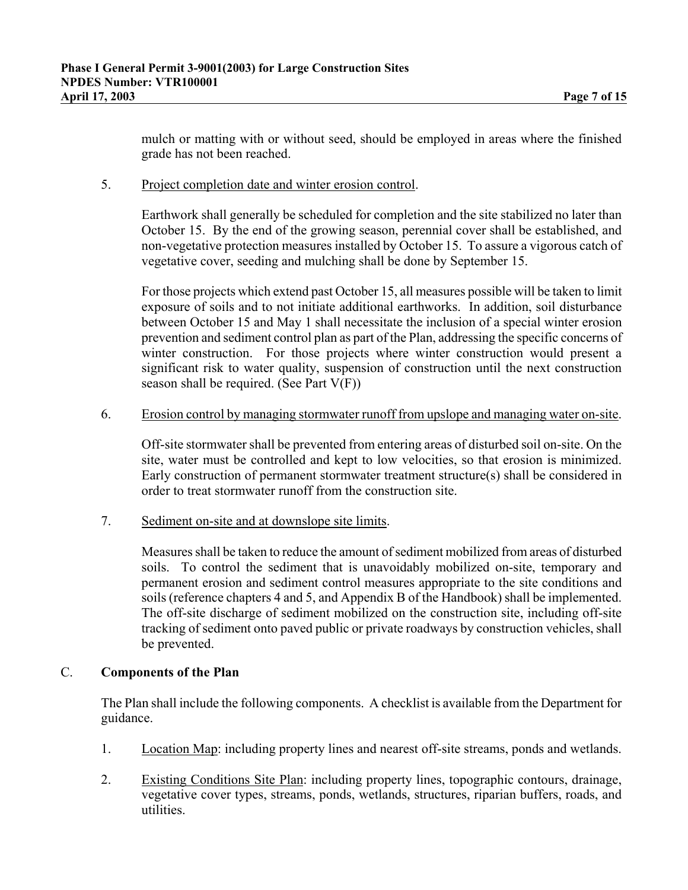mulch or matting with or without seed, should be employed in areas where the finished grade has not been reached.

5. Project completion date and winter erosion control.

   Earthwork shall generally be scheduled for completion and the site stabilized no later than October 15. By the end of the growing season, perennial cover shall be established, and non-vegetative protection measures installed by October 15. To assure a vigorous catch of vegetative cover, seeding and mulching shall be done by September 15.

   For those projects which extend past October 15, all measures possible will be taken to limit exposure of soils and to not initiate additional earthworks. In addition, soil disturbance between October 15 and May 1 shall necessitate the inclusion of a special winter erosion prevention and sediment control plan as part of the Plan, addressing the specific concerns of winter construction. For those projects where winter construction would present a significant risk to water quality, suspension of construction until the next construction season shall be required. (See Part V(F))

6. Erosion control by managing stormwater runoff from upslope and managing water on-site.

   Off-site stormwater shall be prevented from entering areas of disturbed soil on-site. On the site, water must be controlled and kept to low velocities, so that erosion is minimized. Early construction of permanent stormwater treatment structure(s) shall be considered in order to treat stormwater runoff from the construction site.

7. Sediment on-site and at downslope site limits.

   Measures shall be taken to reduce the amount of sediment mobilized from areas of disturbed soils. To control the sediment that is unavoidably mobilized on-site, temporary and permanent erosion and sediment control measures appropriate to the site conditions and soils (reference chapters 4 and 5, and Appendix B of the Handbook) shall be implemented. The off-site discharge of sediment mobilized on the construction site, including off-site tracking of sediment onto paved public or private roadways by construction vehicles, shall be prevented.

## C. **Components of the Plan**

The Plan shall include the following components. A checklist is available from the Department for guidance.

1. Location Map: including property lines and nearest off-site streams, ponds and wetlands.

2. Existing Conditions Site Plan: including property lines, topographic contours, drainage, vegetative cover types, streams, ponds, wetlands, structures, riparian buffers, roads, and utilities.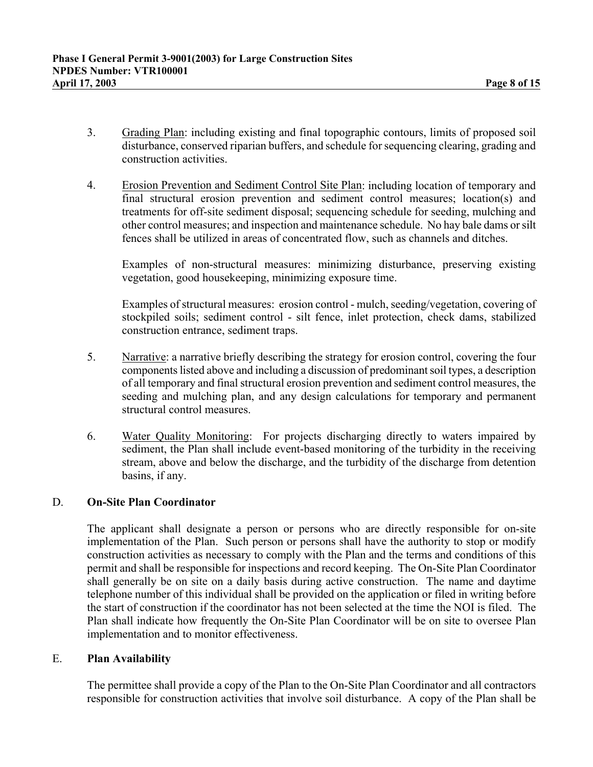3. Grading Plan: including existing and final topographic contours, limits of proposed soil disturbance, conserved riparian buffers, and schedule for sequencing clearing, grading and construction activities.

4. Erosion Prevention and Sediment Control Site Plan: including location of temporary and final structural erosion prevention and sediment control measures; location(s) and treatments for off-site sediment disposal; sequencing schedule for seeding, mulching and other control measures; and inspection and maintenance schedule. No hay bale dams or silt fences shall be utilized in areas of concentrated flow, such as channels and ditches.

   Examples of non-structural measures: minimizing disturbance, preserving existing vegetation, good housekeeping, minimizing exposure time.

   Examples of structural measures: erosion control - mulch, seeding/vegetation, covering of stockpiled soils; sediment control - silt fence, inlet protection, check dams, stabilized construction entrance, sediment traps.

5. Narrative: a narrative briefly describing the strategy for erosion control, covering the four components listed above and including a discussion of predominant soil types, a description of all temporary and final structural erosion prevention and sediment control measures, the seeding and mulching plan, and any design calculations for temporary and permanent structural control measures.

6. Water Quality Monitoring: For projects discharging directly to waters impaired by sediment, the Plan shall include event-based monitoring of the turbidity in the receiving stream, above and below the discharge, and the turbidity of the discharge from detention basins, if any.

## D. On-Site Plan Coordinator

The applicant shall designate a person or persons who are directly responsible for on-site implementation of the Plan. Such person or persons shall have the authority to stop or modify construction activities as necessary to comply with the Plan and the terms and conditions of this permit and shall be responsible for inspections and record keeping. The On-Site Plan Coordinator shall generally be on site on a daily basis during active construction. The name and daytime telephone number of this individual shall be provided on the application or filed in writing before the start of construction if the coordinator has not been selected at the time the NOI is filed. The Plan shall indicate how frequently the On-Site Plan Coordinator will be on site to oversee Plan implementation and to monitor effectiveness.

## E. Plan Availability

The permittee shall provide a copy of the Plan to the On-Site Plan Coordinator and all contractors responsible for construction activities that involve soil disturbance. A copy of the Plan shall be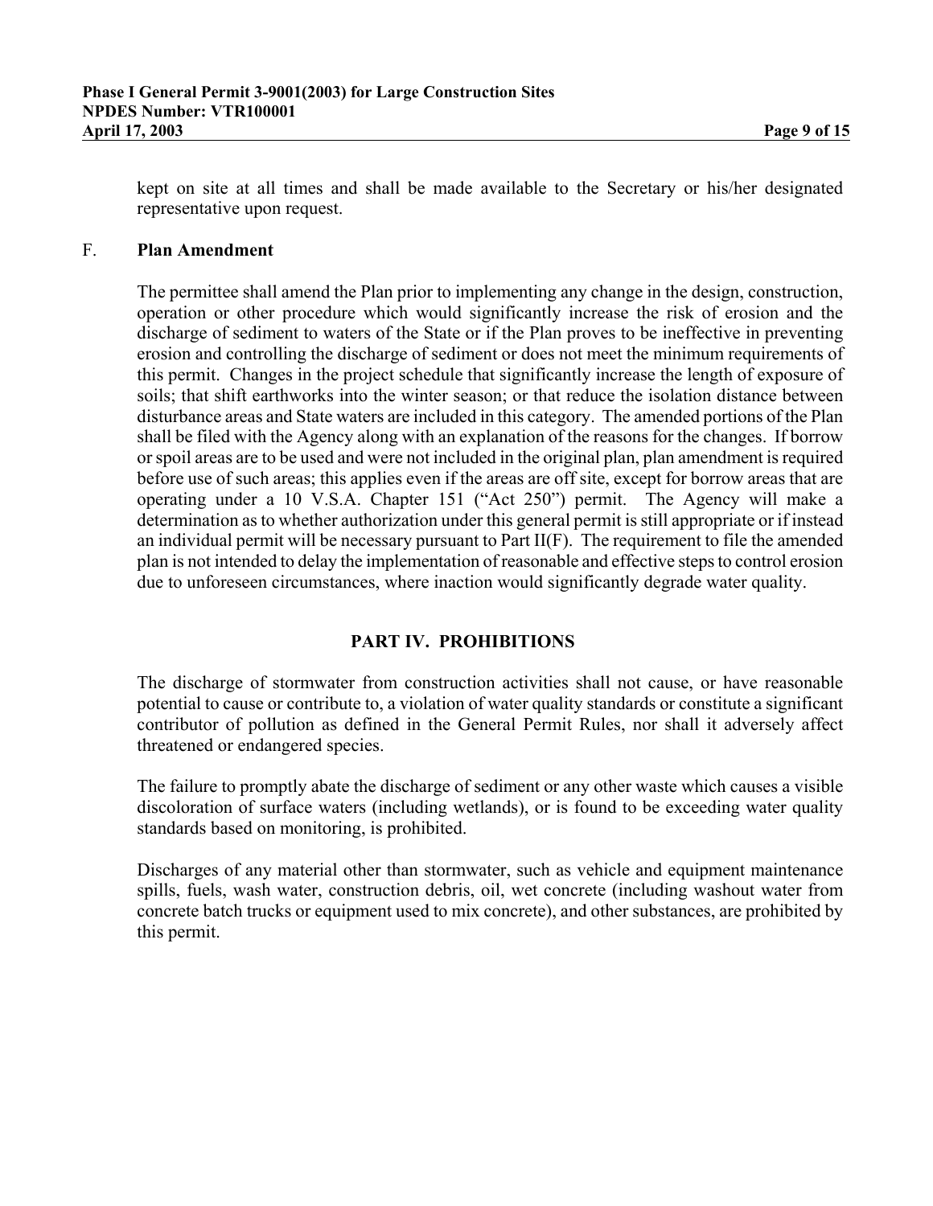kept on site at all times and shall be made available to the Secretary or his/her designated representative upon request.

F. **Plan Amendment**

The permittee shall amend the Plan prior to implementing any change in the design, construction, operation or other procedure which would significantly increase the risk of erosion and the discharge of sediment to waters of the State or if the Plan proves to be ineffective in preventing erosion and controlling the discharge of sediment or does not meet the minimum requirements of this permit. Changes in the project schedule that significantly increase the length of exposure of soils; that shift earthworks into the winter season; or that reduce the isolation distance between disturbance areas and State waters are included in this category. The amended portions of the Plan shall be filed with the Agency along with an explanation of the reasons for the changes. If borrow or spoil areas are to be used and were not included in the original plan, plan amendment is required before use of such areas; this applies even if the areas are off site, except for borrow areas that are operating under a 10 V.S.A. Chapter 151 ("Act 250") permit. The Agency will make a determination as to whether authorization under this general permit is still appropriate or if instead an individual permit will be necessary pursuant to Part II(F). The requirement to file the amended plan is not intended to delay the implementation of reasonable and effective steps to control erosion due to unforeseen circumstances, where inaction would significantly degrade water quality.

## PART IV. PROHIBITIONS

The discharge of stormwater from construction activities shall not cause, or have reasonable potential to cause or contribute to, a violation of water quality standards or constitute a significant contributor of pollution as defined in the General Permit Rules, nor shall it adversely affect threatened or endangered species.

The failure to promptly abate the discharge of sediment or any other waste which causes a visible discoloration of surface waters (including wetlands), or is found to be exceeding water quality standards based on monitoring, is prohibited.

Discharges of any material other than stormwater, such as vehicle and equipment maintenance spills, fuels, wash water, construction debris, oil, wet concrete (including washout water from concrete batch trucks or equipment used to mix concrete), and other substances, are prohibited by this permit.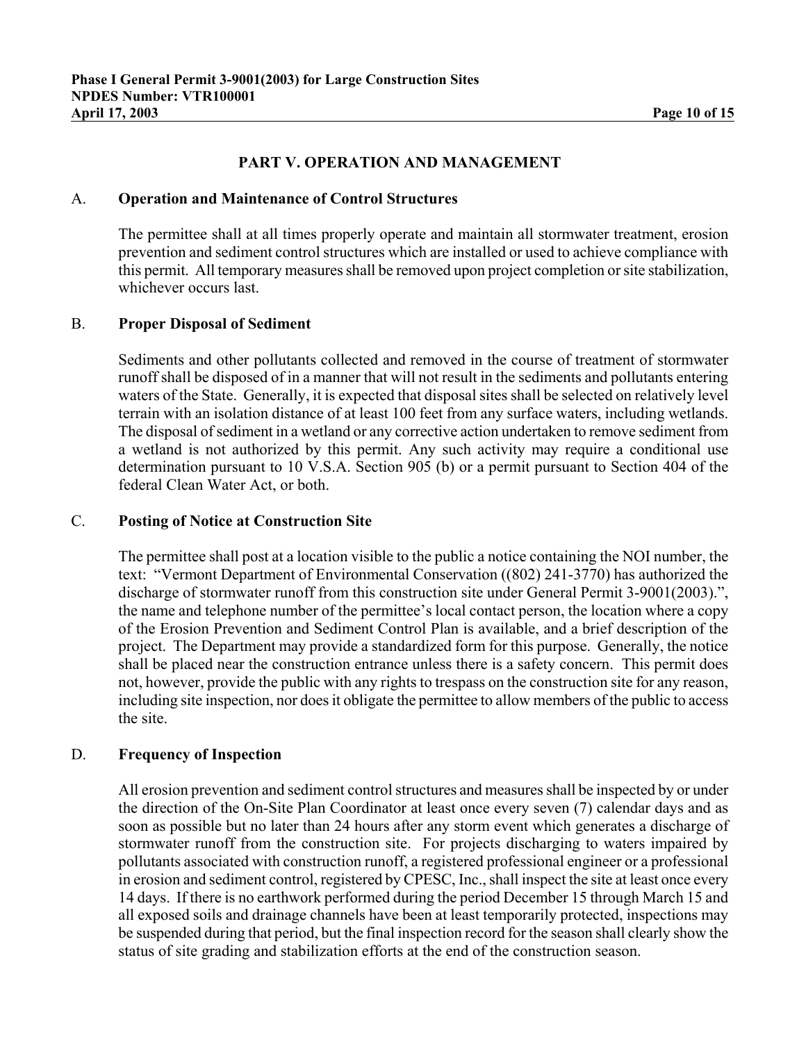## PART V. OPERATION AND MANAGEMENT

A. **Operation and Maintenance of Control Structures**

The permittee shall at all times properly operate and maintain all stormwater treatment, erosion prevention and sediment control structures which are installed or used to achieve compliance with this permit. All temporary measures shall be removed upon project completion or site stabilization, whichever occurs last.

B. **Proper Disposal of Sediment**

Sediments and other pollutants collected and removed in the course of treatment of stormwater runoff shall be disposed of in a manner that will not result in the sediments and pollutants entering waters of the State. Generally, it is expected that disposal sites shall be selected on relatively level terrain with an isolation distance of at least 100 feet from any surface waters, including wetlands. The disposal of sediment in a wetland or any corrective action undertaken to remove sediment from a wetland is not authorized by this permit. Any such activity may require a conditional use determination pursuant to 10 V.S.A. Section 905 (b) or a permit pursuant to Section 404 of the federal Clean Water Act, or both.

C. **Posting of Notice at Construction Site**

The permittee shall post at a location visible to the public a notice containing the NOI number, the text: "Vermont Department of Environmental Conservation ((802) 241-3770) has authorized the discharge of stormwater runoff from this construction site under General Permit 3-9001(2003).", the name and telephone number of the permittee's local contact person, the location where a copy of the Erosion Prevention and Sediment Control Plan is available, and a brief description of the project. The Department may provide a standardized form for this purpose. Generally, the notice shall be placed near the construction entrance unless there is a safety concern. This permit does not, however, provide the public with any rights to trespass on the construction site for any reason, including site inspection, nor does it obligate the permittee to allow members of the public to access the site.

D. **Frequency of Inspection**

All erosion prevention and sediment control structures and measures shall be inspected by or under the direction of the On-Site Plan Coordinator at least once every seven (7) calendar days and as soon as possible but no later than 24 hours after any storm event which generates a discharge of stormwater runoff from the construction site. For projects discharging to waters impaired by pollutants associated with construction runoff, a registered professional engineer or a professional in erosion and sediment control, registered by CPESC, Inc., shall inspect the site at least once every 14 days. If there is no earthwork performed during the period December 15 through March 15 and all exposed soils and drainage channels have been at least temporarily protected, inspections may be suspended during that period, but the final inspection record for the season shall clearly show the status of site grading and stabilization efforts at the end of the construction season.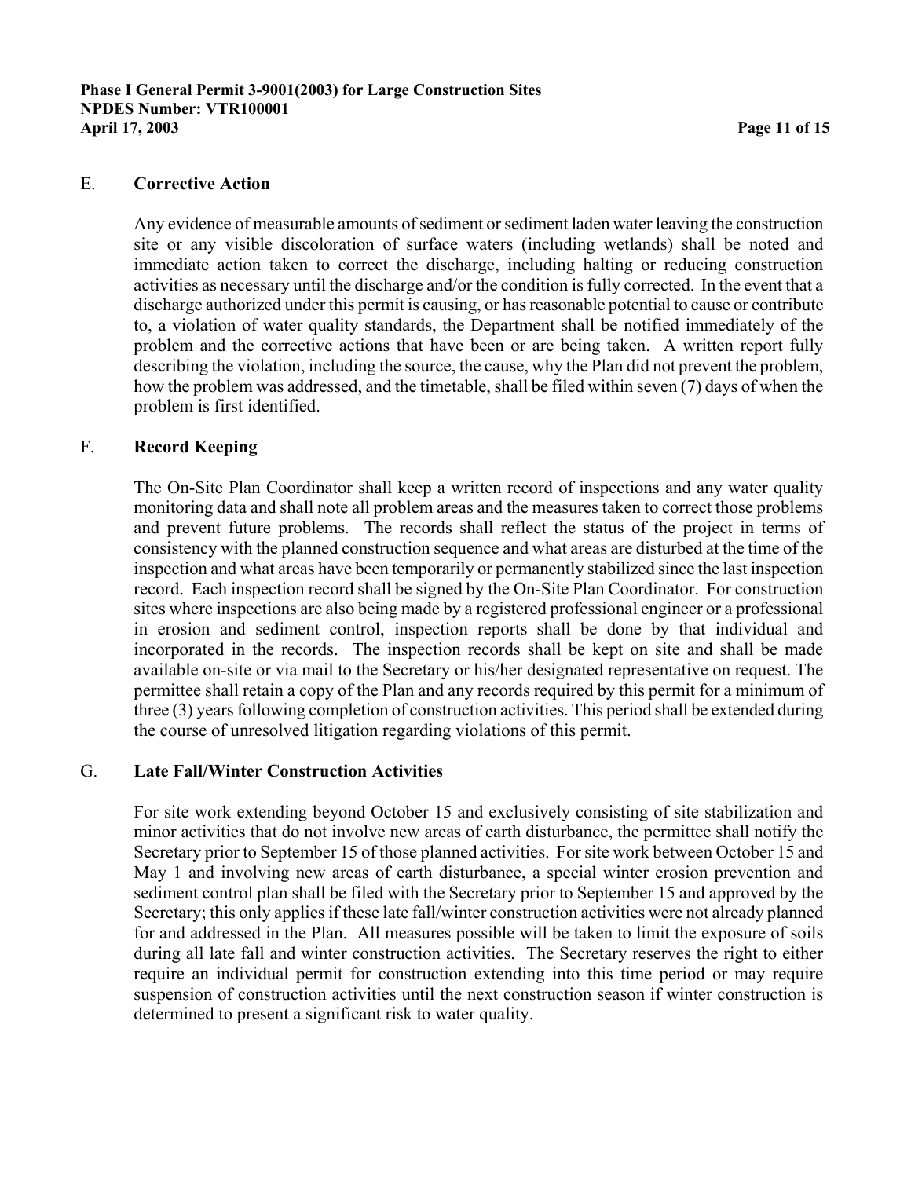## E. **Corrective Action**

Any evidence of measurable amounts of sediment or sediment laden water leaving the construction site or any visible discoloration of surface waters (including wetlands) shall be noted and immediate action taken to correct the discharge, including halting or reducing construction activities as necessary until the discharge and/or the condition is fully corrected. In the event that a discharge authorized under this permit is causing, or has reasonable potential to cause or contribute to, a violation of water quality standards, the Department shall be notified immediately of the problem and the corrective actions that have been or are being taken. A written report fully describing the violation, including the source, the cause, why the Plan did not prevent the problem, how the problem was addressed, and the timetable, shall be filed within seven (7) days of when the problem is first identified.

## F. **Record Keeping**

The On-Site Plan Coordinator shall keep a written record of inspections and any water quality monitoring data and shall note all problem areas and the measures taken to correct those problems and prevent future problems. The records shall reflect the status of the project in terms of consistency with the planned construction sequence and what areas are disturbed at the time of the inspection and what areas have been temporarily or permanently stabilized since the last inspection record. Each inspection record shall be signed by the On-Site Plan Coordinator. For construction sites where inspections are also being made by a registered professional engineer or a professional in erosion and sediment control, inspection reports shall be done by that individual and incorporated in the records. The inspection records shall be kept on site and shall be made available on-site or via mail to the Secretary or his/her designated representative on request. The permittee shall retain a copy of the Plan and any records required by this permit for a minimum of three (3) years following completion of construction activities. This period shall be extended during the course of unresolved litigation regarding violations of this permit.

## G. **Late Fall/Winter Construction Activities**

For site work extending beyond October 15 and exclusively consisting of site stabilization and minor activities that do not involve new areas of earth disturbance, the permittee shall notify the Secretary prior to September 15 of those planned activities. For site work between October 15 and May 1 and involving new areas of earth disturbance, a special winter erosion prevention and sediment control plan shall be filed with the Secretary prior to September 15 and approved by the Secretary; this only applies if these late fall/winter construction activities were not already planned for and addressed in the Plan. All measures possible will be taken to limit the exposure of soils during all late fall and winter construction activities. The Secretary reserves the right to either require an individual permit for construction extending into this time period or may require suspension of construction activities until the next construction season if winter construction is determined to present a significant risk to water quality.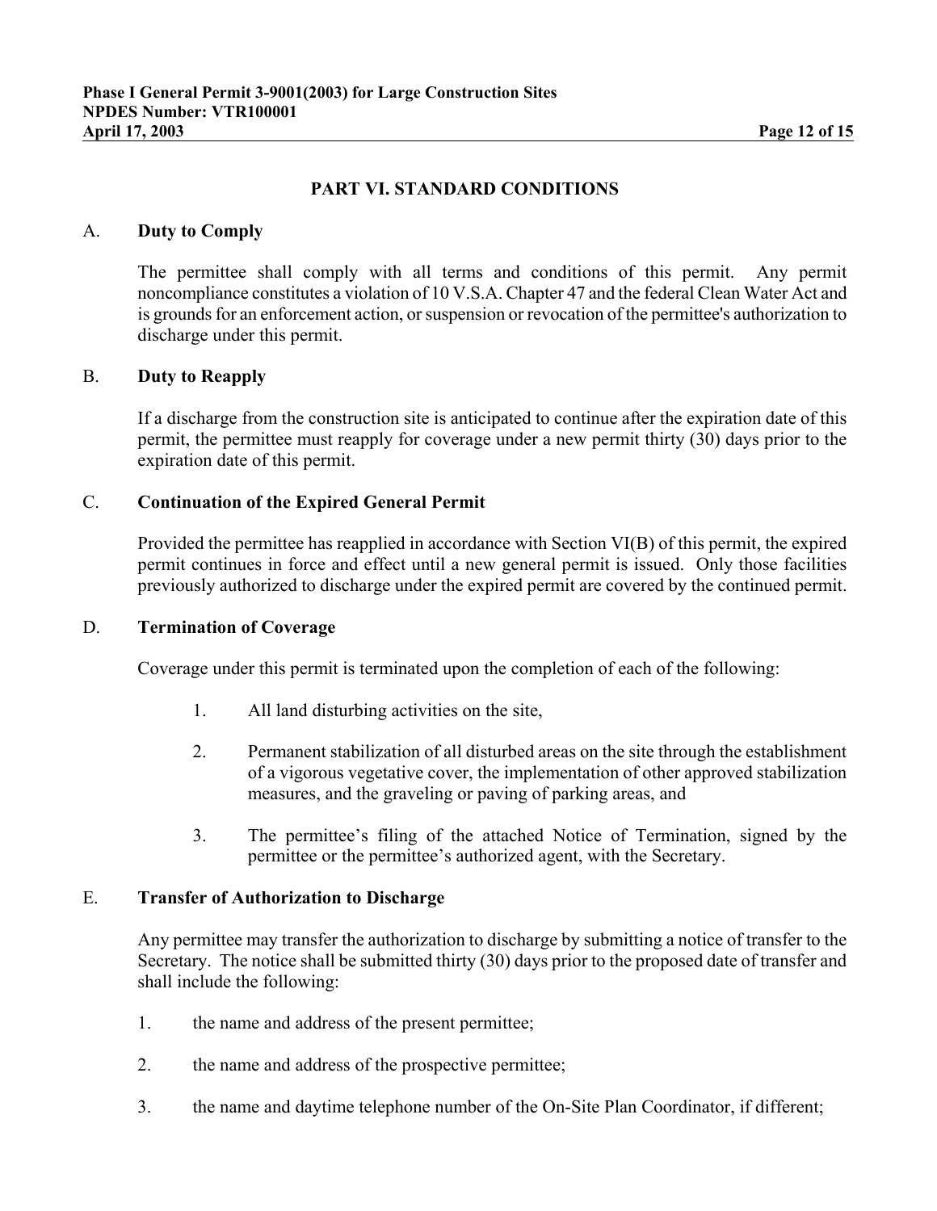## PART VI. STANDARD CONDITIONS

A. **Duty to Comply**

The permittee shall comply with all terms and conditions of this permit. Any permit noncompliance constitutes a violation of 10 V.S.A. Chapter 47 and the federal Clean Water Act and is grounds for an enforcement action, or suspension or revocation of the permittee's authorization to discharge under this permit.

B. **Duty to Reapply**

If a discharge from the construction site is anticipated to continue after the expiration date of this permit, the permittee must reapply for coverage under a new permit thirty (30) days prior to the expiration date of this permit.

C. **Continuation of the Expired General Permit**

Provided the permittee has reapplied in accordance with Section VI(B) of this permit, the expired permit continues in force and effect until a new general permit is issued. Only those facilities previously authorized to discharge under the expired permit are covered by the continued permit.

D. **Termination of Coverage**

Coverage under this permit is terminated upon the completion of each of the following:

1. All land disturbing activities on the site,
2. Permanent stabilization of all disturbed areas on the site through the establishment of a vigorous vegetative cover, the implementation of other approved stabilization measures, and the graveling or paving of parking areas, and
3. The permittee's filing of the attached Notice of Termination, signed by the permittee or the permittee's authorized agent, with the Secretary.

E. **Transfer of Authorization to Discharge**

Any permittee may transfer the authorization to discharge by submitting a notice of transfer to the Secretary. The notice shall be submitted thirty (30) days prior to the proposed date of transfer and shall include the following:

1. the name and address of the present permittee;
2. the name and address of the prospective permittee;
3. the name and daytime telephone number of the On-Site Plan Coordinator, if different;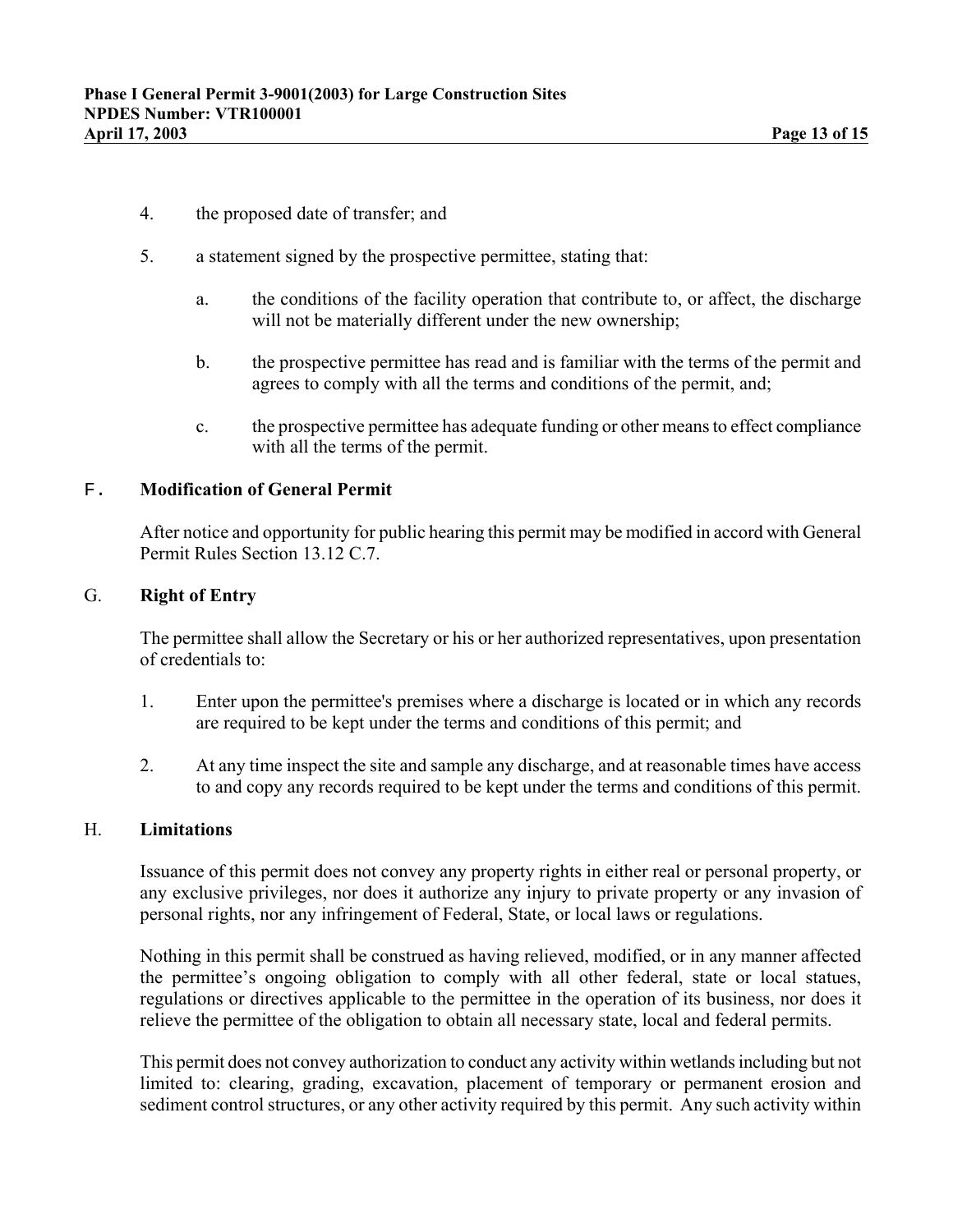4. the proposed date of transfer; and

5. a statement signed by the prospective permittee, stating that:

   a. the conditions of the facility operation that contribute to, or affect, the discharge will not be materially different under the new ownership;

   b. the prospective permittee has read and is familiar with the terms of the permit and agrees to comply with all the terms and conditions of the permit, and;

   c. the prospective permittee has adequate funding or other means to effect compliance with all the terms of the permit.

F. **Modification of General Permit**

After notice and opportunity for public hearing this permit may be modified in accord with General Permit Rules Section 13.12 C.7.

G. **Right of Entry**

The permittee shall allow the Secretary or his or her authorized representatives, upon presentation of credentials to:

1. Enter upon the permittee's premises where a discharge is located or in which any records are required to be kept under the terms and conditions of this permit; and

2. At any time inspect the site and sample any discharge, and at reasonable times have access to and copy any records required to be kept under the terms and conditions of this permit.

H. **Limitations**

Issuance of this permit does not convey any property rights in either real or personal property, or any exclusive privileges, nor does it authorize any injury to private property or any invasion of personal rights, nor any infringement of Federal, State, or local laws or regulations.

Nothing in this permit shall be construed as having relieved, modified, or in any manner affected the permittee's ongoing obligation to comply with all other federal, state or local statues, regulations or directives applicable to the permittee in the operation of its business, nor does it relieve the permittee of the obligation to obtain all necessary state, local and federal permits.

This permit does not convey authorization to conduct any activity within wetlands including but not limited to: clearing, grading, excavation, placement of temporary or permanent erosion and sediment control structures, or any other activity required by this permit. Any such activity within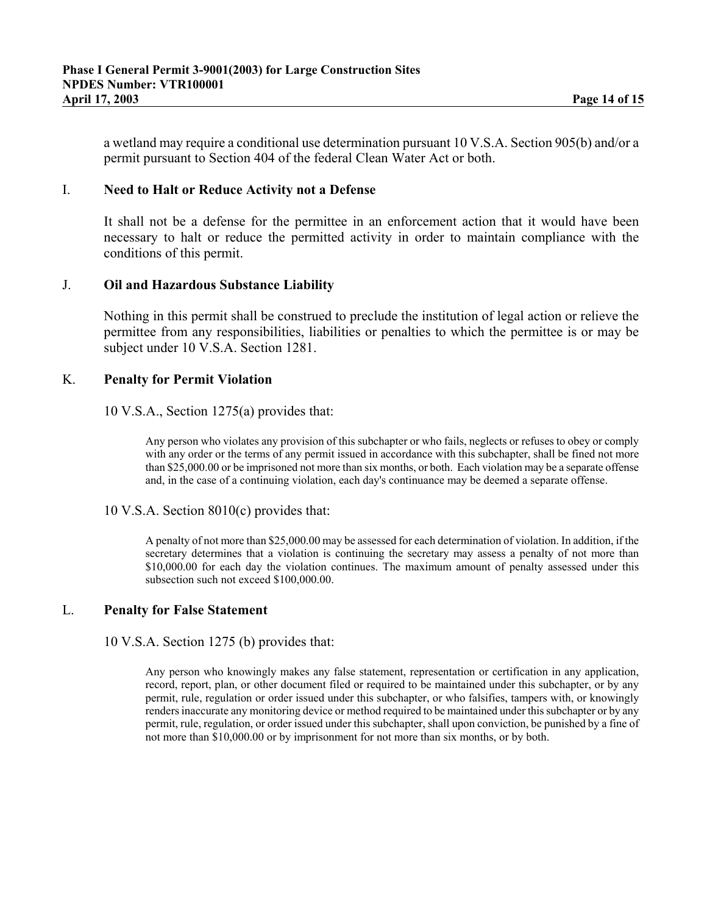a wetland may require a conditional use determination pursuant 10 V.S.A. Section 905(b) and/or a permit pursuant to Section 404 of the federal Clean Water Act or both.

### I. Need to Halt or Reduce Activity not a Defense

It shall not be a defense for the permittee in an enforcement action that it would have been necessary to halt or reduce the permitted activity in order to maintain compliance with the conditions of this permit.

### J. Oil and Hazardous Substance Liability

Nothing in this permit shall be construed to preclude the institution of legal action or relieve the permittee from any responsibilities, liabilities or penalties to which the permittee is or may be subject under 10 V.S.A. Section 1281.

### K. Penalty for Permit Violation

10 V.S.A., Section 1275(a) provides that:

> Any person who violates any provision of this subchapter or who fails, neglects or refuses to obey or comply with any order or the terms of any permit issued in accordance with this subchapter, shall be fined not more than $25,000.00 or be imprisoned not more than six months, or both. Each violation may be a separate offense and, in the case of a continuing violation, each day's continuance may be deemed a separate offense.

10 V.S.A. Section 8010(c) provides that:

> A penalty of not more than $25,000.00 may be assessed for each determination of violation. In addition, if the secretary determines that a violation is continuing the secretary may assess a penalty of not more than $10,000.00 for each day the violation continues. The maximum amount of penalty assessed under this subsection such not exceed $100,000.00.

### L. Penalty for False Statement

10 V.S.A. Section 1275 (b) provides that:

> Any person who knowingly makes any false statement, representation or certification in any application, record, report, plan, or other document filed or required to be maintained under this subchapter, or by any permit, rule, regulation or order issued under this subchapter, or who falsifies, tampers with, or knowingly renders inaccurate any monitoring device or method required to be maintained under this subchapter or by any permit, rule, regulation, or order issued under this subchapter, shall upon conviction, be punished by a fine of not more than $10,000.00 or by imprisonment for not more than six months, or by both.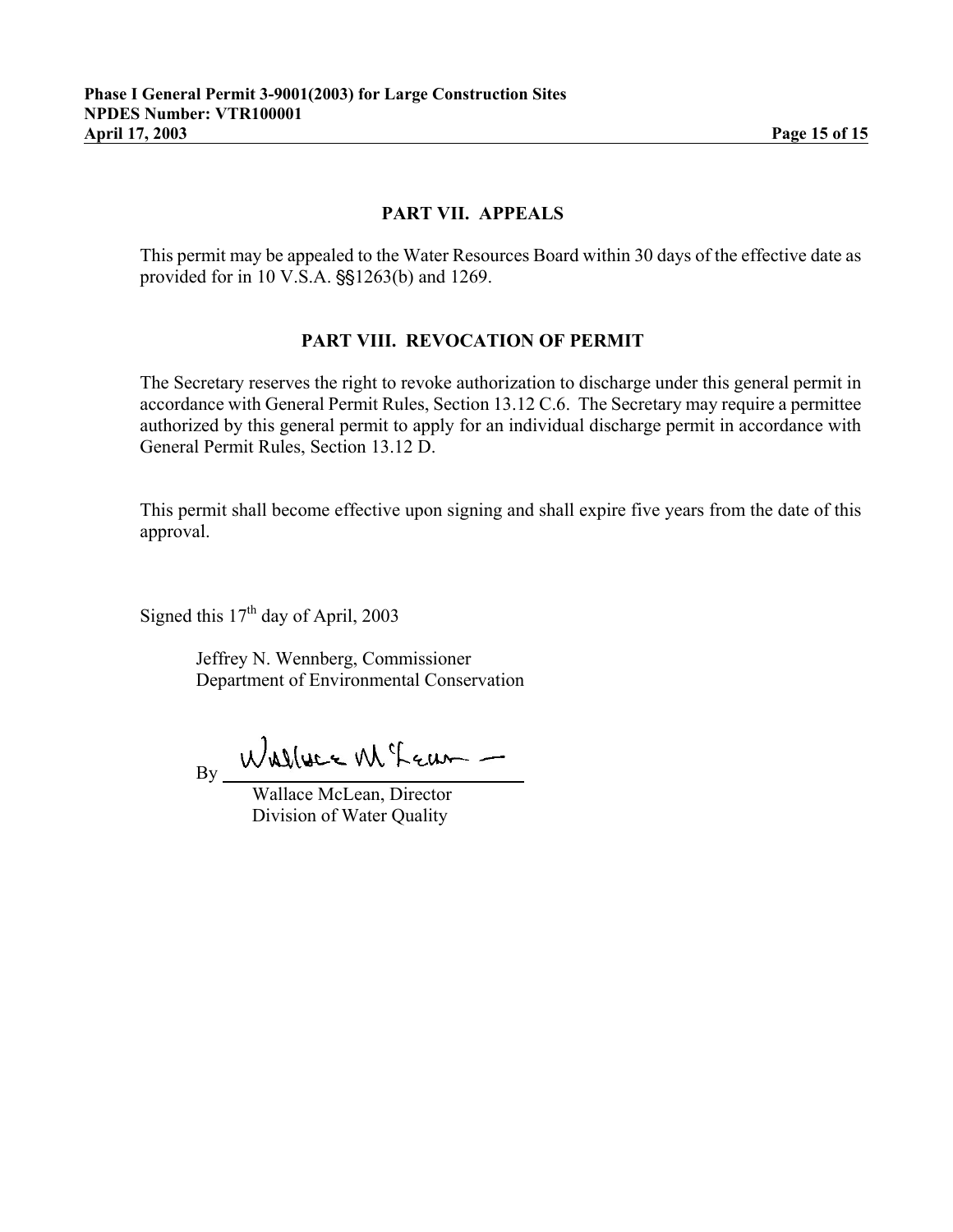## PART VII. APPEALS

This permit may be appealed to the Water Resources Board within 30 days of the effective date as provided for in 10 V.S.A. §§1263(b) and 1269.

## PART VIII. REVOCATION OF PERMIT

The Secretary reserves the right to revoke authorization to discharge under this general permit in accordance with General Permit Rules, Section 13.12 C.6. The Secretary may require a permittee authorized by this general permit to apply for an individual discharge permit in accordance with General Permit Rules, Section 13.12 D.

This permit shall become effective upon signing and shall expire five years from the date of this approval.

Signed this 17th day of April, 2003

Jeffrey N. Wennberg, Commissioner
Department of Environmental Conservation

By Wallace McLean

Wallace McLean, Director
Division of Water Quality